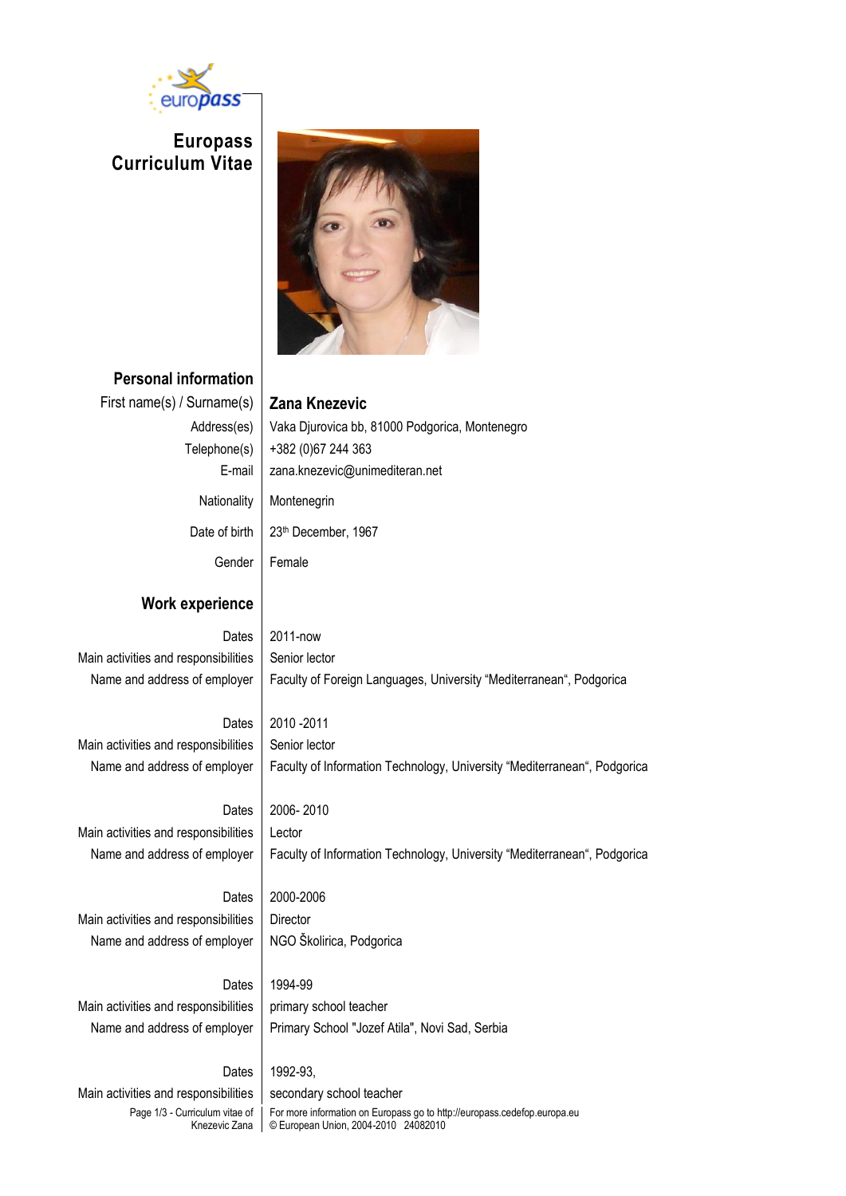# Europass Curriculum Vitae

## Personal information

| | |
|---|---|
| First name(s) / Surname(s) | **Zana Knezevic** |
| Address(es) | Vaka Djurovica bb, 81000 Podgorica, Montenegro |
| Telephone(s) | +382 (0)67 244 363 |
| E-mail | zana.knezevic@unimediteran.net |
| Nationality | Montenegrin |
| Date of birth | 23th December, 1967 |
| Gender | Female |

## Work experience

| | |
|---|---|
| Dates | 2011-now |
| Main activities and responsibilities | Senior lector |
| Name and address of employer | Faculty of Foreign Languages, University "Mediterranean", Podgorica |
| | |
| Dates | 2010 -2011 |
| Main activities and responsibilities | Senior lector |
| Name and address of employer | Faculty of Information Technology, University "Mediterranean", Podgorica |
| | |
| Dates | 2006- 2010 |
| Main activities and responsibilities | Lector |
| Name and address of employer | Faculty of Information Technology, University "Mediterranean", Podgorica |
| | |
| Dates | 2000-2006 |
| Main activities and responsibilities | Director |
| Name and address of employer | NGO Školirica, Podgorica |
| | |
| Dates | 1994-99 |
| Main activities and responsibilities | primary school teacher |
| Name and address of employer | Primary School "Jozef Atila", Novi Sad, Serbia |
| | |
| Dates | 1992-93, |
| Main activities and responsibilities | secondary school teacher |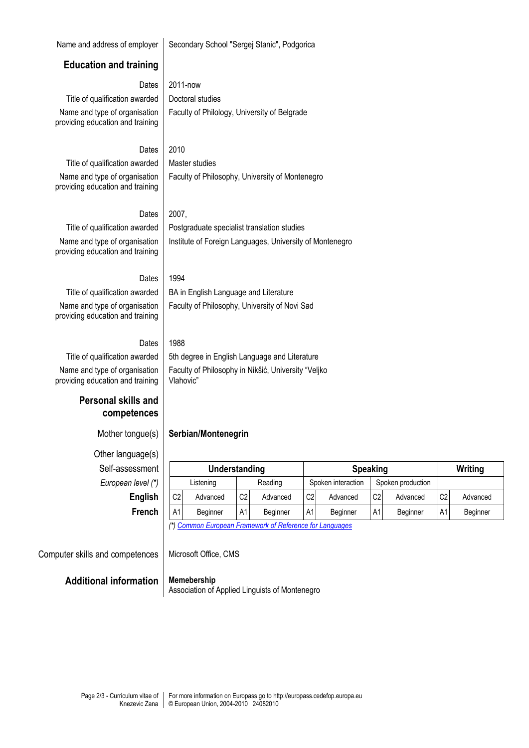Name and address of employer: Secondary School "Sergej Stanic", Podgorica

## Education and training

Dates: 2011-now
Title of qualification awarded: Doctoral studies
Name and type of organisation providing education and training: Faculty of Philology, University of Belgrade

Dates: 2010
Title of qualification awarded: Master studies
Name and type of organisation providing education and training: Faculty of Philosophy, University of Montenegro

Dates: 2007,
Title of qualification awarded: Postgraduate specialist translation studies
Name and type of organisation providing education and training: Institute of Foreign Languages, University of Montenegro

Dates: 1994
Title of qualification awarded: BA in English Language and Literature
Name and type of organisation providing education and training: Faculty of Philosophy, University of Novi Sad

Dates: 1988
Title of qualification awarded: 5th degree in English Language and Literature
Name and type of organisation providing education and training: Faculty of Philosophy in Nikšić, University "Veljko Vlahovic"

## Personal skills and competences

Mother tongue(s): **Serbian/Montenegrin**

Other language(s)

| Self-assessment | Understanding | | | | Speaking | | | | Writing | |
|---|---|---|---|---|---|---|---|---|---|---|
| *European level (\*)* | Listening | | Reading | | Spoken interaction | | Spoken production | | | |
| **English** | C2 | Advanced | C2 | Advanced | C2 | Advanced | C2 | Advanced | C2 | Advanced |
| **French** | A1 | Beginner | A1 | Beginner | A1 | Beginner | A1 | Beginner | A1 | Beginner |

*(\*) Common European Framework of Reference for Languages*

Computer skills and competences: Microsoft Office, CMS

## Additional information

**Memebership**
Association of Applied Linguists of Montenegro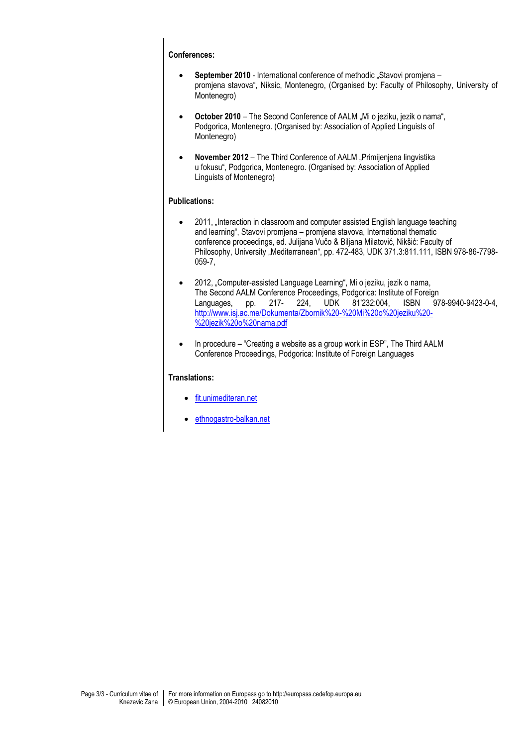**Conferences:**

- **September 2010** - International conference of methodic „Stavovi promjena – promjena stavova", Niksic, Montenegro, (Organised by: Faculty of Philosophy, University of Montenegro)

- **October 2010** – The Second Conference of AALM „Mi o jeziku, jezik o nama", Podgorica, Montenegro. (Organised by: Association of Applied Linguists of Montenegro)

- **November 2012** – The Third Conference of AALM „Primijenjena lingvistika u fokusu", Podgorica, Montenegro. (Organised by: Association of Applied Linguists of Montenegro)

**Publications:**

- 2011, „Interaction in classroom and computer assisted English language teaching and learning", Stavovi promjena – promjena stavova, International thematic conference proceedings, ed. Julijana Vučo & Biljana Milatović, Nikšić: Faculty of Philosophy, University „Mediterranean", pp. 472-483, UDK 371.3:811.111, ISBN 978-86-7798-059-7,

- 2012, „Computer-assisted Language Learning", Mi o jeziku, jezik o nama, The Second AALM Conference Proceedings, Podgorica: Institute of Foreign Languages, pp. 217- 224, UDK 81'232:004, ISBN 978-9940-9423-0-4, [http://www.isj.ac.me/Dokumenta/Zbornik%20-%20Mi%20o%20jeziku%20-%20jezik%20o%20nama.pdf](http://www.isj.ac.me/Dokumenta/Zbornik%20-%20Mi%20o%20jeziku%20-%20jezik%20o%20nama.pdf)

- In procedure – "Creating a website as a group work in ESP", The Third AALM Conference Proceedings, Podgorica: Institute of Foreign Languages

**Translations:**

- [fit.unimediteran.net](fit.unimediteran.net)

- [ethnogastro-balkan.net](ethnogastro-balkan.net)